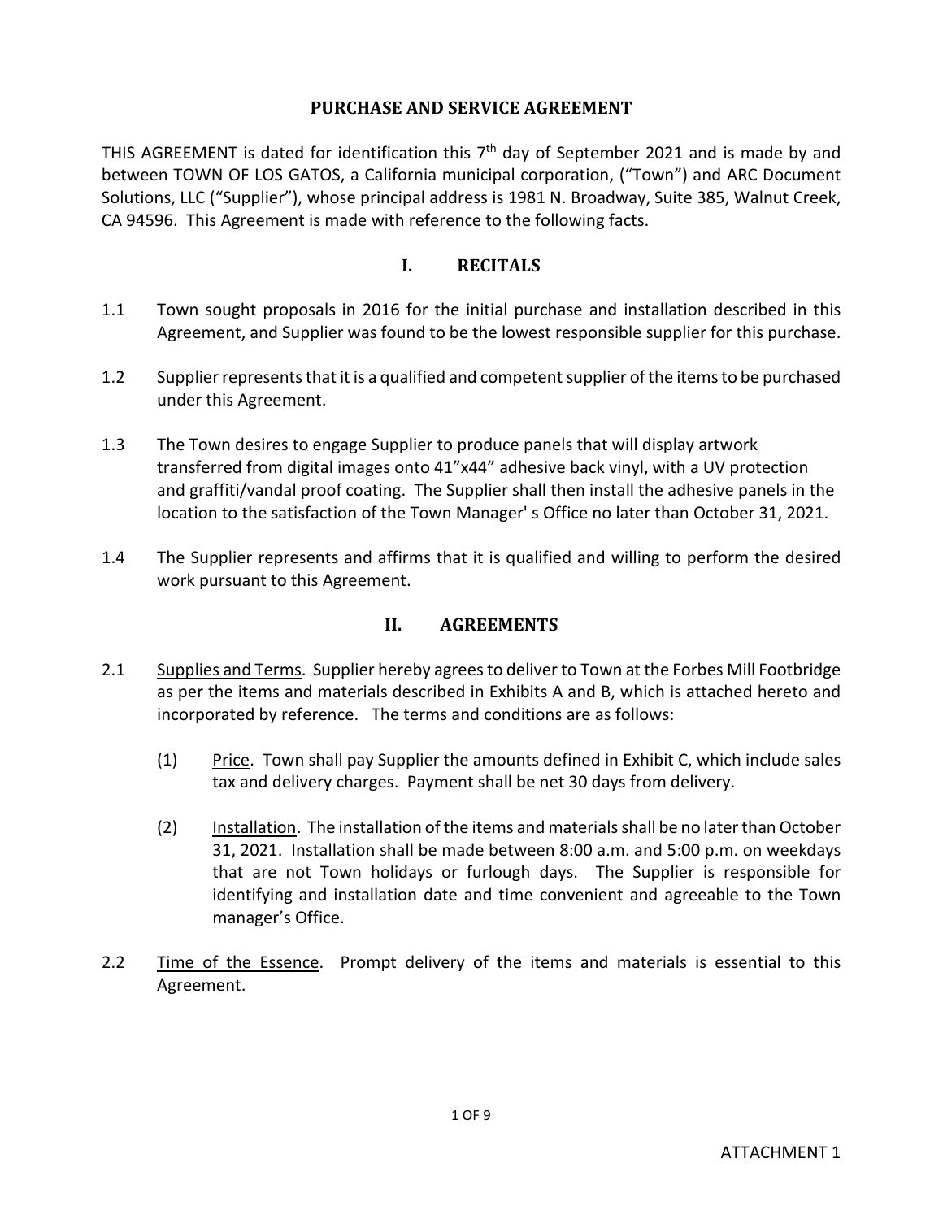# PURCHASE AND SERVICE AGREEMENT

THIS AGREEMENT is dated for identification this 7th day of September 2021 and is made by and between TOWN OF LOS GATOS, a California municipal corporation, ("Town") and ARC Document Solutions, LLC ("Supplier"), whose principal address is 1981 N. Broadway, Suite 385, Walnut Creek, CA 94596. This Agreement is made with reference to the following facts.

## I. RECITALS

1.1 Town sought proposals in 2016 for the initial purchase and installation described in this Agreement, and Supplier was found to be the lowest responsible supplier for this purchase.

1.2 Supplier represents that it is a qualified and competent supplier of the items to be purchased under this Agreement.

1.3 The Town desires to engage Supplier to produce panels that will display artwork transferred from digital images onto 41"x44" adhesive back vinyl, with a UV protection and graffiti/vandal proof coating. The Supplier shall then install the adhesive panels in the location to the satisfaction of the Town Manager' s Office no later than October 31, 2021.

1.4 The Supplier represents and affirms that it is qualified and willing to perform the desired work pursuant to this Agreement.

## II. AGREEMENTS

2.1 Supplies and Terms. Supplier hereby agrees to deliver to Town at the Forbes Mill Footbridge as per the items and materials described in Exhibits A and B, which is attached hereto and incorporated by reference. The terms and conditions are as follows:

(1) Price. Town shall pay Supplier the amounts defined in Exhibit C, which include sales tax and delivery charges. Payment shall be net 30 days from delivery.

(2) Installation. The installation of the items and materials shall be no later than October 31, 2021. Installation shall be made between 8:00 a.m. and 5:00 p.m. on weekdays that are not Town holidays or furlough days. The Supplier is responsible for identifying and installation date and time convenient and agreeable to the Town manager's Office.

2.2 Time of the Essence. Prompt delivery of the items and materials is essential to this Agreement.

ATTACHMENT 1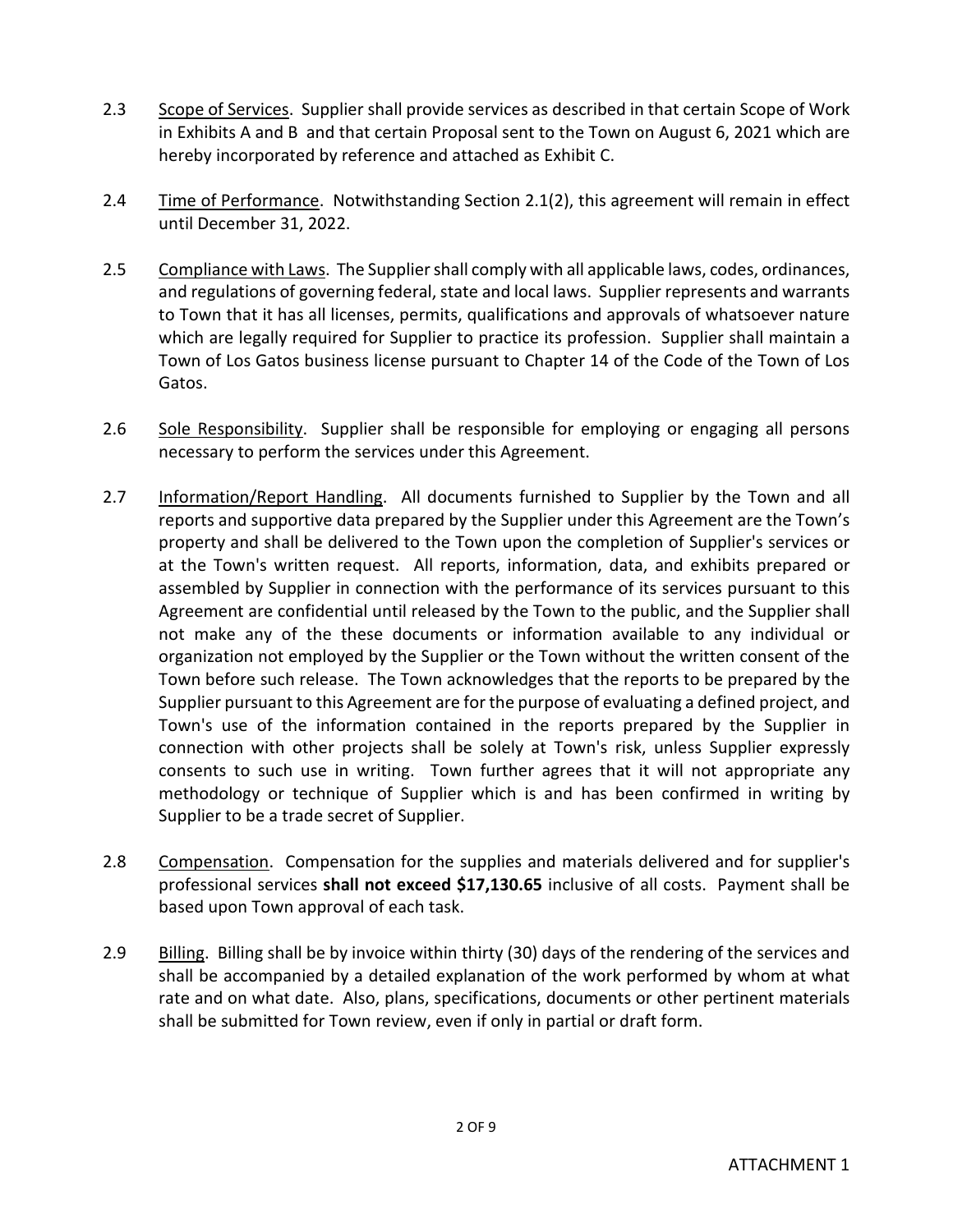2.3 Scope of Services. Supplier shall provide services as described in that certain Scope of Work in Exhibits A and B and that certain Proposal sent to the Town on August 6, 2021 which are hereby incorporated by reference and attached as Exhibit C.

2.4 Time of Performance. Notwithstanding Section 2.1(2), this agreement will remain in effect until December 31, 2022.

2.5 Compliance with Laws. The Supplier shall comply with all applicable laws, codes, ordinances, and regulations of governing federal, state and local laws. Supplier represents and warrants to Town that it has all licenses, permits, qualifications and approvals of whatsoever nature which are legally required for Supplier to practice its profession. Supplier shall maintain a Town of Los Gatos business license pursuant to Chapter 14 of the Code of the Town of Los Gatos.

2.6 Sole Responsibility. Supplier shall be responsible for employing or engaging all persons necessary to perform the services under this Agreement.

2.7 Information/Report Handling. All documents furnished to Supplier by the Town and all reports and supportive data prepared by the Supplier under this Agreement are the Town's property and shall be delivered to the Town upon the completion of Supplier's services or at the Town's written request. All reports, information, data, and exhibits prepared or assembled by Supplier in connection with the performance of its services pursuant to this Agreement are confidential until released by the Town to the public, and the Supplier shall not make any of the these documents or information available to any individual or organization not employed by the Supplier or the Town without the written consent of the Town before such release. The Town acknowledges that the reports to be prepared by the Supplier pursuant to this Agreement are for the purpose of evaluating a defined project, and Town's use of the information contained in the reports prepared by the Supplier in connection with other projects shall be solely at Town's risk, unless Supplier expressly consents to such use in writing. Town further agrees that it will not appropriate any methodology or technique of Supplier which is and has been confirmed in writing by Supplier to be a trade secret of Supplier.

2.8 Compensation. Compensation for the supplies and materials delivered and for supplier's professional services **shall not exceed $17,130.65** inclusive of all costs. Payment shall be based upon Town approval of each task.

2.9 Billing. Billing shall be by invoice within thirty (30) days of the rendering of the services and shall be accompanied by a detailed explanation of the work performed by whom at what rate and on what date. Also, plans, specifications, documents or other pertinent materials shall be submitted for Town review, even if only in partial or draft form.

ATTACHMENT 1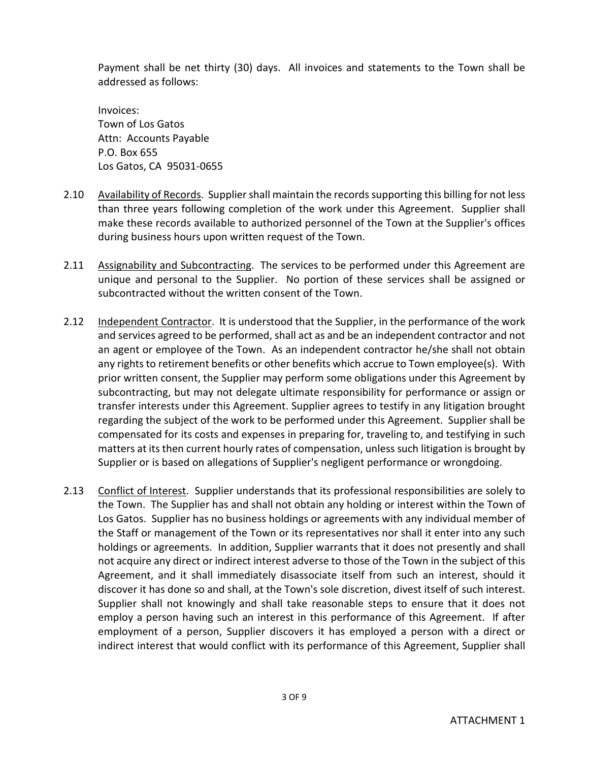Payment shall be net thirty (30) days. All invoices and statements to the Town shall be addressed as follows:

Invoices:
Town of Los Gatos
Attn: Accounts Payable
P.O. Box 655
Los Gatos, CA 95031-0655

2.10 Availability of Records. Supplier shall maintain the records supporting this billing for not less than three years following completion of the work under this Agreement. Supplier shall make these records available to authorized personnel of the Town at the Supplier's offices during business hours upon written request of the Town.

2.11 Assignability and Subcontracting. The services to be performed under this Agreement are unique and personal to the Supplier. No portion of these services shall be assigned or subcontracted without the written consent of the Town.

2.12 Independent Contractor. It is understood that the Supplier, in the performance of the work and services agreed to be performed, shall act as and be an independent contractor and not an agent or employee of the Town. As an independent contractor he/she shall not obtain any rights to retirement benefits or other benefits which accrue to Town employee(s). With prior written consent, the Supplier may perform some obligations under this Agreement by subcontracting, but may not delegate ultimate responsibility for performance or assign or transfer interests under this Agreement. Supplier agrees to testify in any litigation brought regarding the subject of the work to be performed under this Agreement. Supplier shall be compensated for its costs and expenses in preparing for, traveling to, and testifying in such matters at its then current hourly rates of compensation, unless such litigation is brought by Supplier or is based on allegations of Supplier's negligent performance or wrongdoing.

2.13 Conflict of Interest. Supplier understands that its professional responsibilities are solely to the Town. The Supplier has and shall not obtain any holding or interest within the Town of Los Gatos. Supplier has no business holdings or agreements with any individual member of the Staff or management of the Town or its representatives nor shall it enter into any such holdings or agreements. In addition, Supplier warrants that it does not presently and shall not acquire any direct or indirect interest adverse to those of the Town in the subject of this Agreement, and it shall immediately disassociate itself from such an interest, should it discover it has done so and shall, at the Town's sole discretion, divest itself of such interest. Supplier shall not knowingly and shall take reasonable steps to ensure that it does not employ a person having such an interest in this performance of this Agreement. If after employment of a person, Supplier discovers it has employed a person with a direct or indirect interest that would conflict with its performance of this Agreement, Supplier shall

ATTACHMENT 1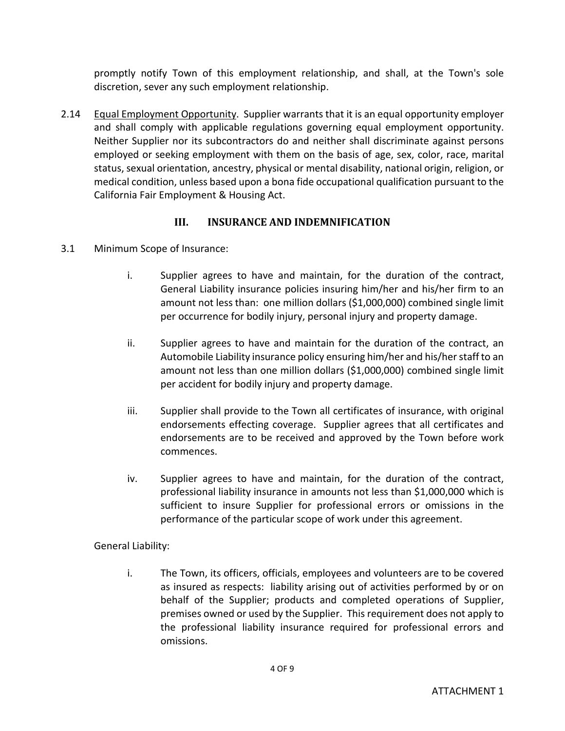promptly notify Town of this employment relationship, and shall, at the Town's sole discretion, sever any such employment relationship.

2.14 Equal Employment Opportunity. Supplier warrants that it is an equal opportunity employer and shall comply with applicable regulations governing equal employment opportunity. Neither Supplier nor its subcontractors do and neither shall discriminate against persons employed or seeking employment with them on the basis of age, sex, color, race, marital status, sexual orientation, ancestry, physical or mental disability, national origin, religion, or medical condition, unless based upon a bona fide occupational qualification pursuant to the California Fair Employment & Housing Act.

## III. INSURANCE AND INDEMNIFICATION

3.1 Minimum Scope of Insurance:

i. Supplier agrees to have and maintain, for the duration of the contract, General Liability insurance policies insuring him/her and his/her firm to an amount not less than: one million dollars ($1,000,000) combined single limit per occurrence for bodily injury, personal injury and property damage.

ii. Supplier agrees to have and maintain for the duration of the contract, an Automobile Liability insurance policy ensuring him/her and his/her staff to an amount not less than one million dollars ($1,000,000) combined single limit per accident for bodily injury and property damage.

iii. Supplier shall provide to the Town all certificates of insurance, with original endorsements effecting coverage. Supplier agrees that all certificates and endorsements are to be received and approved by the Town before work commences.

iv. Supplier agrees to have and maintain, for the duration of the contract, professional liability insurance in amounts not less than $1,000,000 which is sufficient to insure Supplier for professional errors or omissions in the performance of the particular scope of work under this agreement.

General Liability:

i. The Town, its officers, officials, employees and volunteers are to be covered as insured as respects: liability arising out of activities performed by or on behalf of the Supplier; products and completed operations of Supplier, premises owned or used by the Supplier. This requirement does not apply to the professional liability insurance required for professional errors and omissions.

ATTACHMENT 1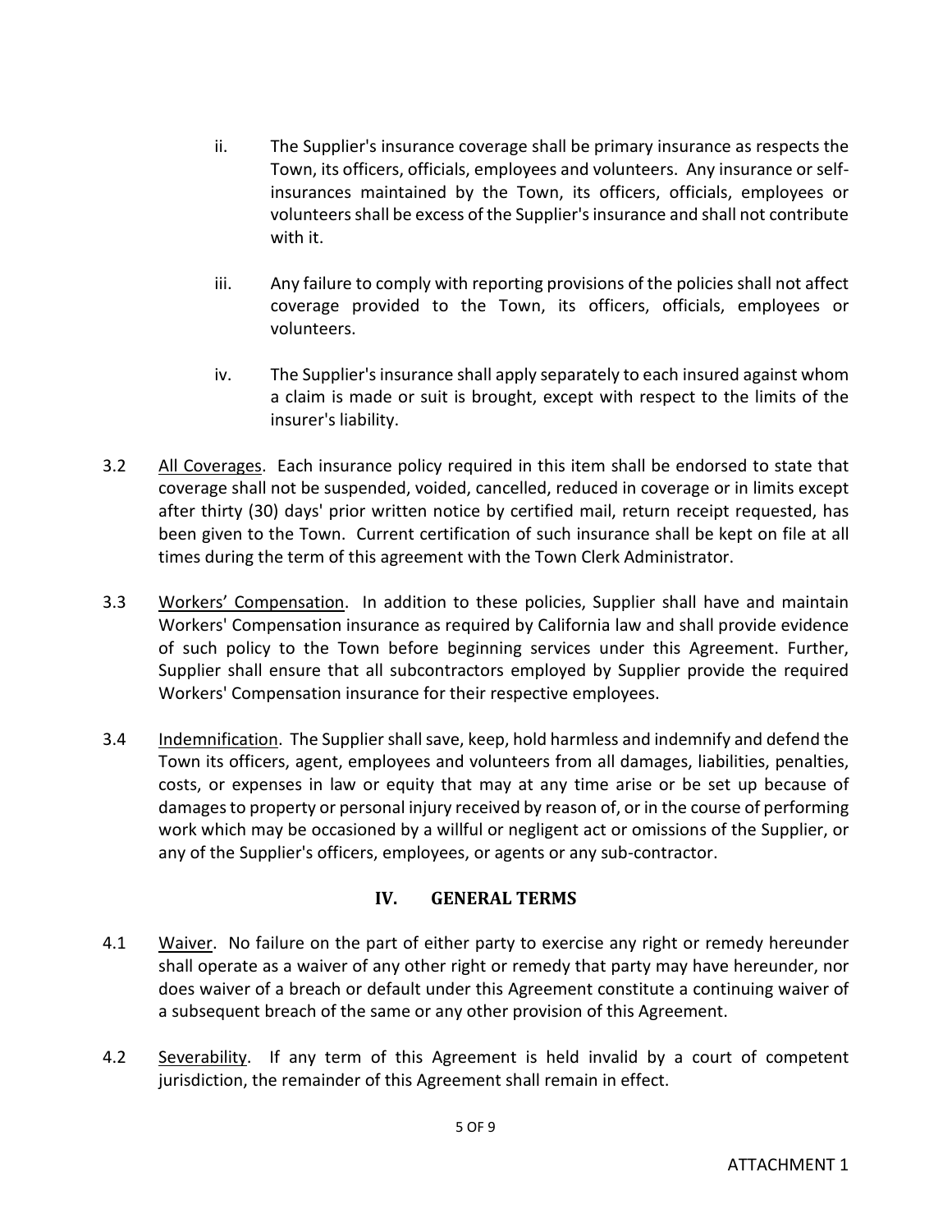ii. The Supplier's insurance coverage shall be primary insurance as respects the Town, its officers, officials, employees and volunteers. Any insurance or self-insurances maintained by the Town, its officers, officials, employees or volunteers shall be excess of the Supplier's insurance and shall not contribute with it.

iii. Any failure to comply with reporting provisions of the policies shall not affect coverage provided to the Town, its officers, officials, employees or volunteers.

iv. The Supplier's insurance shall apply separately to each insured against whom a claim is made or suit is brought, except with respect to the limits of the insurer's liability.

3.2 All Coverages. Each insurance policy required in this item shall be endorsed to state that coverage shall not be suspended, voided, cancelled, reduced in coverage or in limits except after thirty (30) days' prior written notice by certified mail, return receipt requested, has been given to the Town. Current certification of such insurance shall be kept on file at all times during the term of this agreement with the Town Clerk Administrator.

3.3 Workers' Compensation. In addition to these policies, Supplier shall have and maintain Workers' Compensation insurance as required by California law and shall provide evidence of such policy to the Town before beginning services under this Agreement. Further, Supplier shall ensure that all subcontractors employed by Supplier provide the required Workers' Compensation insurance for their respective employees.

3.4 Indemnification. The Supplier shall save, keep, hold harmless and indemnify and defend the Town its officers, agent, employees and volunteers from all damages, liabilities, penalties, costs, or expenses in law or equity that may at any time arise or be set up because of damages to property or personal injury received by reason of, or in the course of performing work which may be occasioned by a willful or negligent act or omissions of the Supplier, or any of the Supplier's officers, employees, or agents or any sub-contractor.

## IV. GENERAL TERMS

4.1 Waiver. No failure on the part of either party to exercise any right or remedy hereunder shall operate as a waiver of any other right or remedy that party may have hereunder, nor does waiver of a breach or default under this Agreement constitute a continuing waiver of a subsequent breach of the same or any other provision of this Agreement.

4.2 Severability. If any term of this Agreement is held invalid by a court of competent jurisdiction, the remainder of this Agreement shall remain in effect.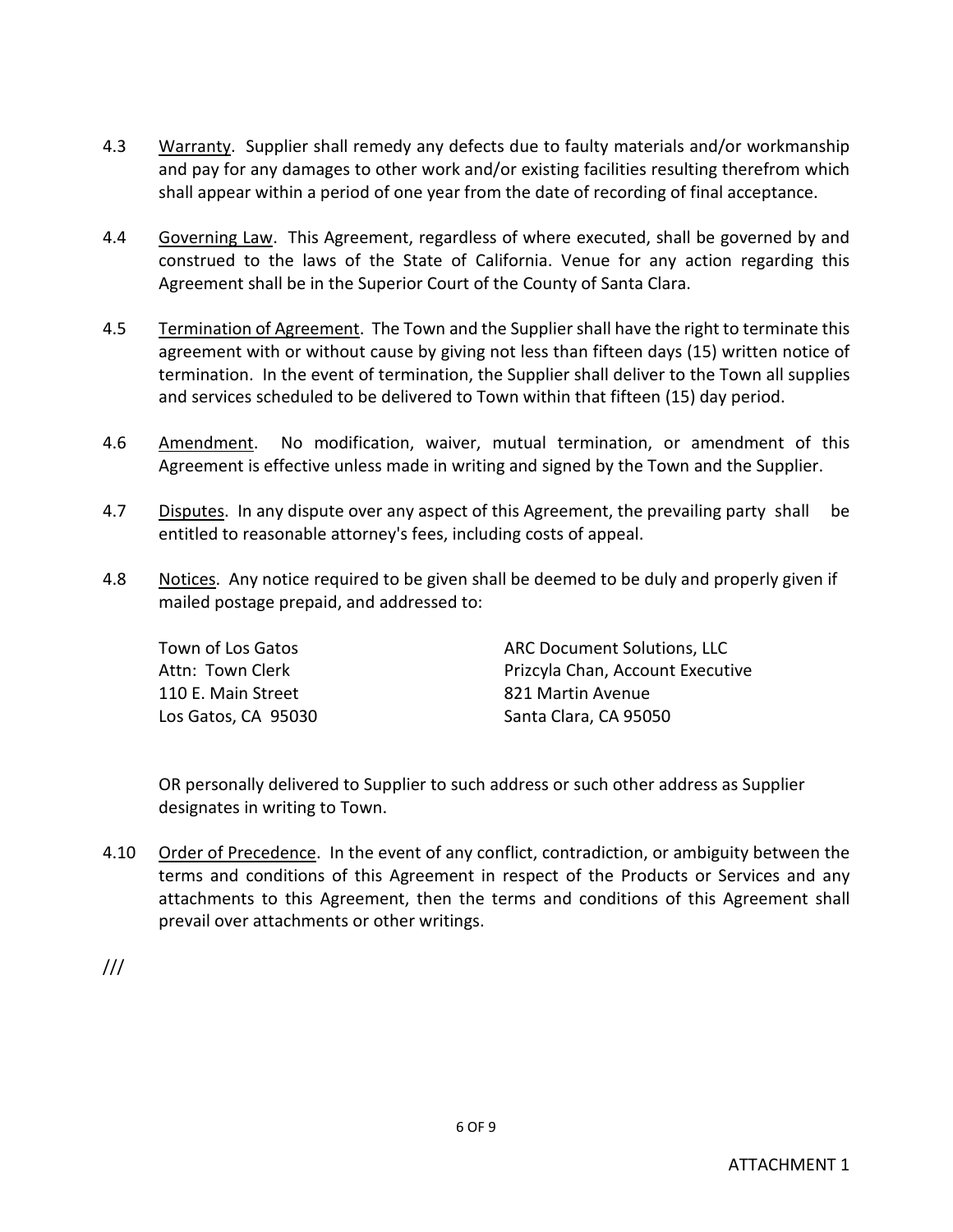4.3 Warranty. Supplier shall remedy any defects due to faulty materials and/or workmanship and pay for any damages to other work and/or existing facilities resulting therefrom which shall appear within a period of one year from the date of recording of final acceptance.

4.4 Governing Law. This Agreement, regardless of where executed, shall be governed by and construed to the laws of the State of California. Venue for any action regarding this Agreement shall be in the Superior Court of the County of Santa Clara.

4.5 Termination of Agreement. The Town and the Supplier shall have the right to terminate this agreement with or without cause by giving not less than fifteen days (15) written notice of termination. In the event of termination, the Supplier shall deliver to the Town all supplies and services scheduled to be delivered to Town within that fifteen (15) day period.

4.6 Amendment. No modification, waiver, mutual termination, or amendment of this Agreement is effective unless made in writing and signed by the Town and the Supplier.

4.7 Disputes. In any dispute over any aspect of this Agreement, the prevailing party shall be entitled to reasonable attorney's fees, including costs of appeal.

4.8 Notices. Any notice required to be given shall be deemed to be duly and properly given if mailed postage prepaid, and addressed to:

Town of Los Gatos
Attn: Town Clerk
110 E. Main Street
Los Gatos, CA 95030

ARC Document Solutions, LLC
Prizcyla Chan, Account Executive
821 Martin Avenue
Santa Clara, CA 95050

OR personally delivered to Supplier to such address or such other address as Supplier designates in writing to Town.

4.10 Order of Precedence. In the event of any conflict, contradiction, or ambiguity between the terms and conditions of this Agreement in respect of the Products or Services and any attachments to this Agreement, then the terms and conditions of this Agreement shall prevail over attachments or other writings.

///

ATTACHMENT 1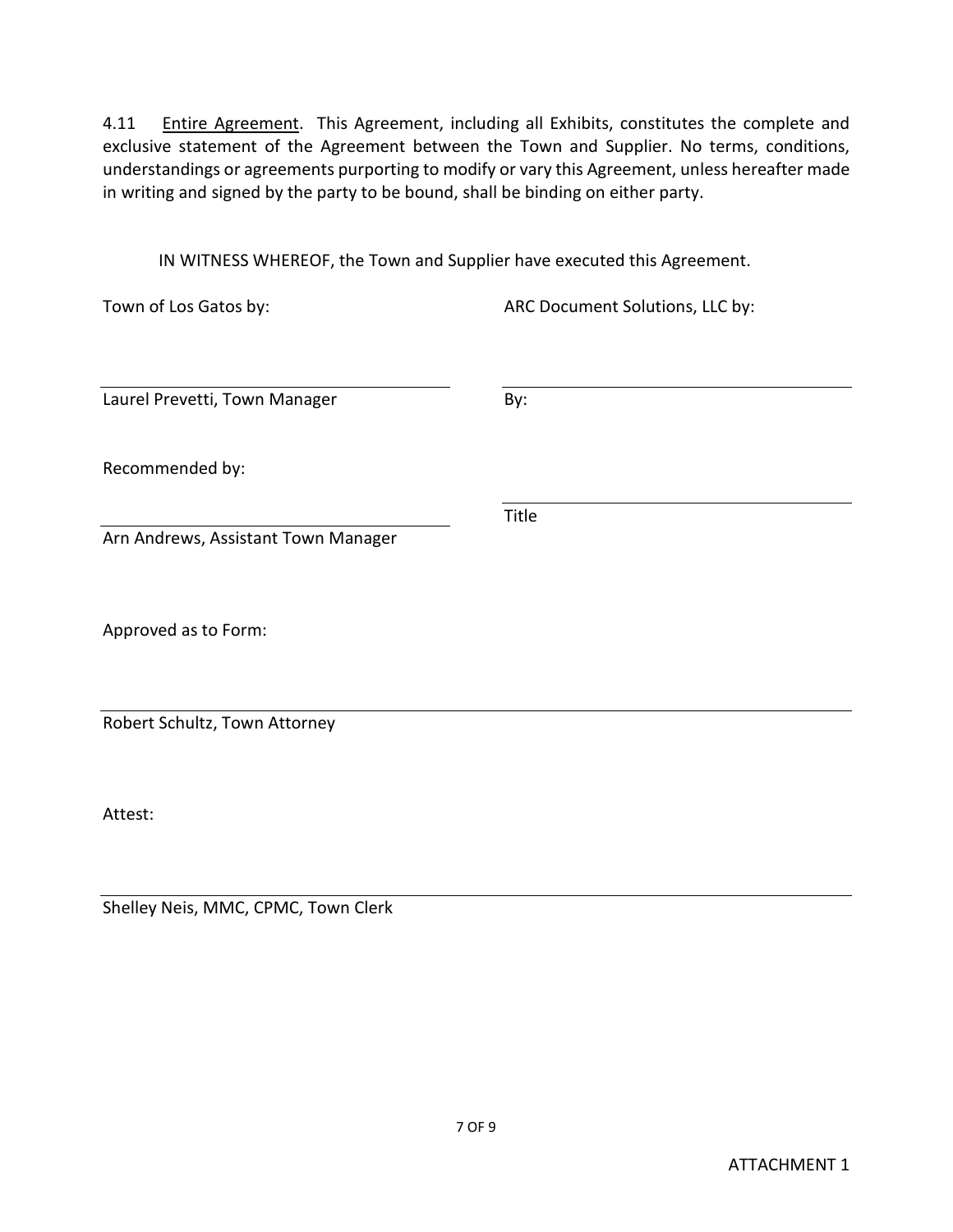4.11 Entire Agreement. This Agreement, including all Exhibits, constitutes the complete and exclusive statement of the Agreement between the Town and Supplier. No terms, conditions, understandings or agreements purporting to modify or vary this Agreement, unless hereafter made in writing and signed by the party to be bound, shall be binding on either party.

IN WITNESS WHEREOF, the Town and Supplier have executed this Agreement.

Town of Los Gatos by:

\_\_\_\_\_\_\_\_\_\_\_\_\_\_\_\_\_\_\_\_\_\_\_\_\_\_\_\_\_\_\_\_\_\_\_\_\_\_\_\_

Laurel Prevetti, Town Manager

Recommended by:

\_\_\_\_\_\_\_\_\_\_\_\_\_\_\_\_\_\_\_\_\_\_\_\_\_\_\_\_\_\_\_\_\_\_\_\_\_\_\_\_

Arn Andrews, Assistant Town Manager

ARC Document Solutions, LLC by:

\_\_\_\_\_\_\_\_\_\_\_\_\_\_\_\_\_\_\_\_\_\_\_\_\_\_\_\_\_\_\_\_\_\_\_\_\_\_\_\_

By:

\_\_\_\_\_\_\_\_\_\_\_\_\_\_\_\_\_\_\_\_\_\_\_\_\_\_\_\_\_\_\_\_\_\_\_\_\_\_\_\_

Title

Approved as to Form:

\_\_\_\_\_\_\_\_\_\_\_\_\_\_\_\_\_\_\_\_\_\_\_\_\_\_\_\_\_\_\_\_\_\_\_\_\_\_\_\_

Robert Schultz, Town Attorney

Attest:

\_\_\_\_\_\_\_\_\_\_\_\_\_\_\_\_\_\_\_\_\_\_\_\_\_\_\_\_\_\_\_\_\_\_\_\_\_\_\_\_

Shelley Neis, MMC, CPMC, Town Clerk

ATTACHMENT 1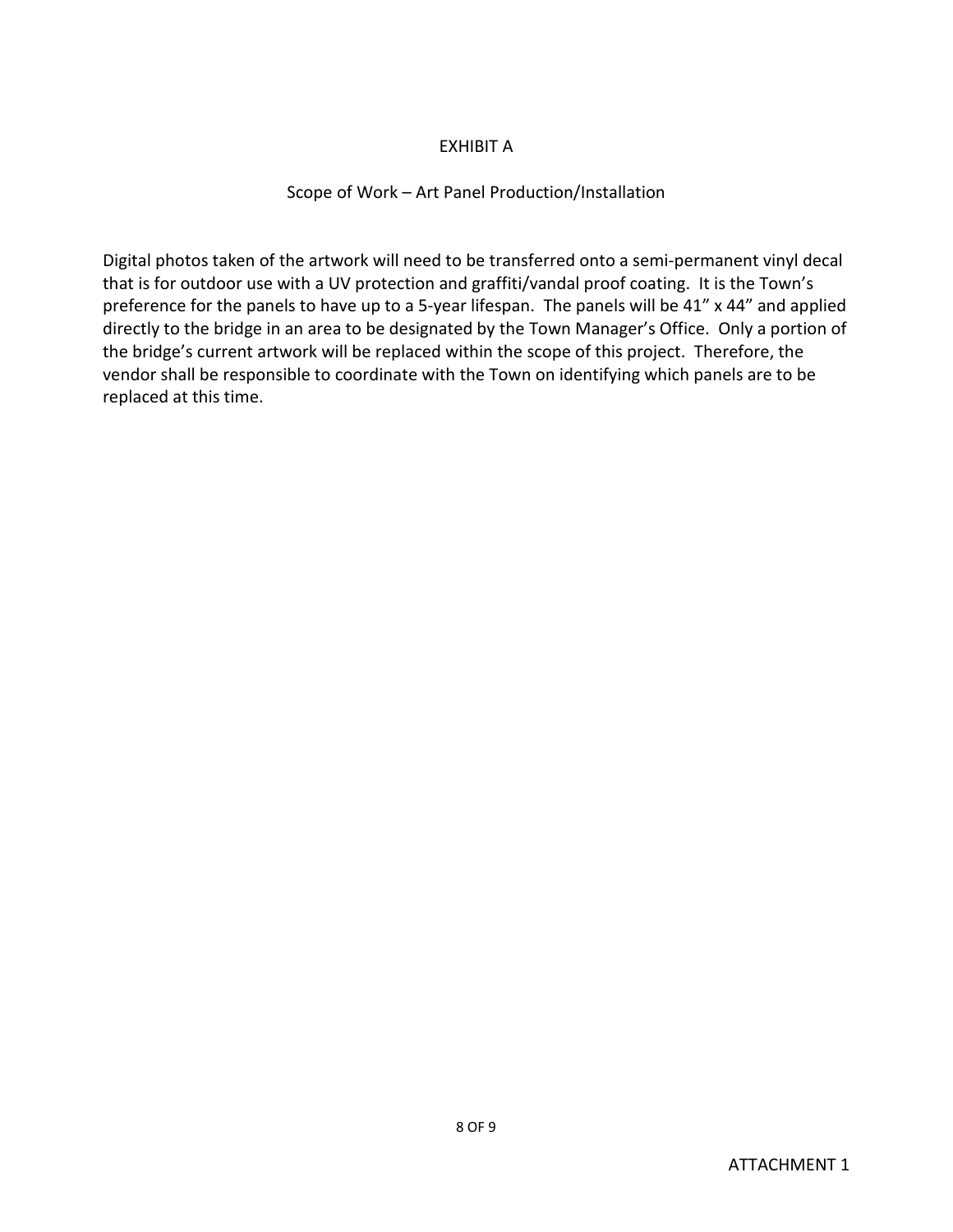# EXHIBIT A

## Scope of Work – Art Panel Production/Installation

Digital photos taken of the artwork will need to be transferred onto a semi-permanent vinyl decal that is for outdoor use with a UV protection and graffiti/vandal proof coating. It is the Town's preference for the panels to have up to a 5-year lifespan. The panels will be 41" x 44" and applied directly to the bridge in an area to be designated by the Town Manager's Office. Only a portion of the bridge's current artwork will be replaced within the scope of this project. Therefore, the vendor shall be responsible to coordinate with the Town on identifying which panels are to be replaced at this time.

ATTACHMENT 1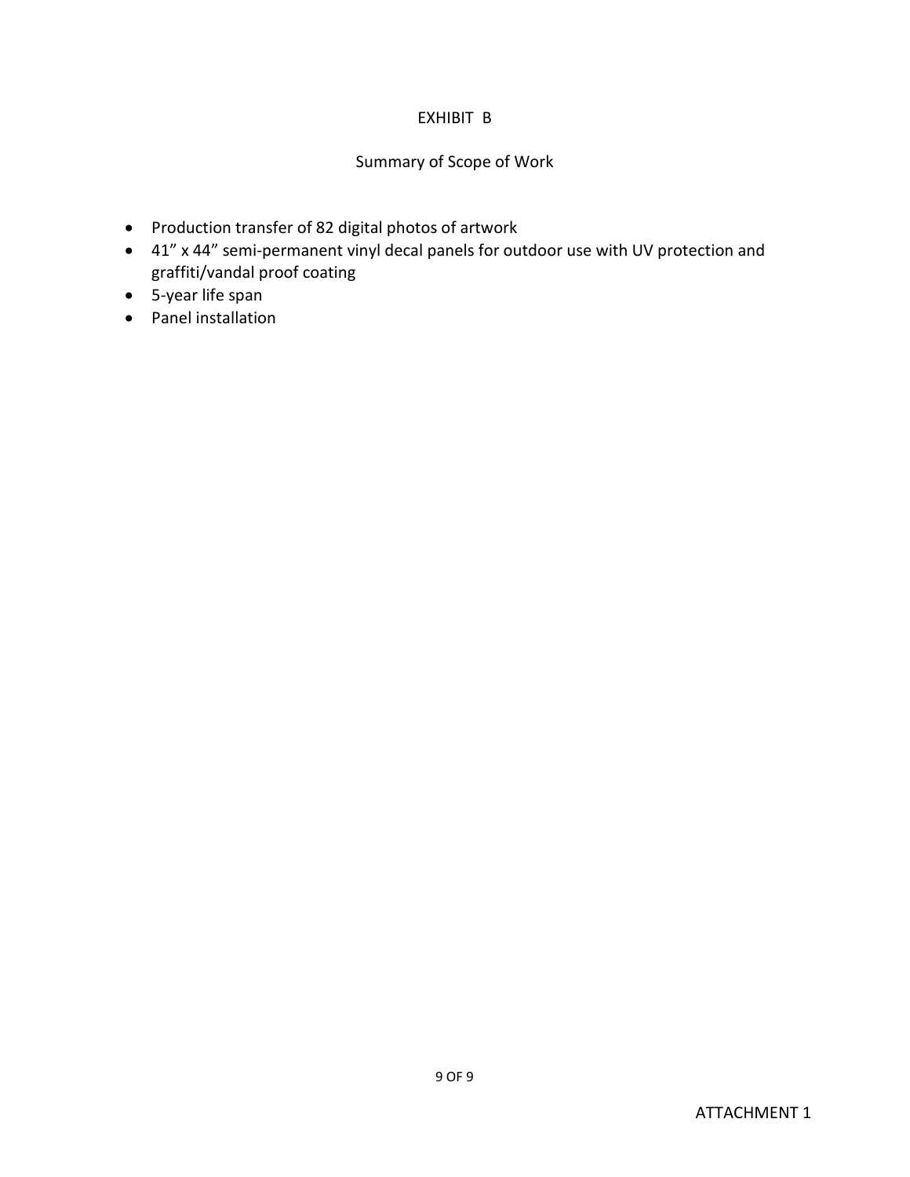# EXHIBIT B

## Summary of Scope of Work

- Production transfer of 82 digital photos of artwork
- 41" x 44" semi-permanent vinyl decal panels for outdoor use with UV protection and graffiti/vandal proof coating
- 5-year life span
- Panel installation

ATTACHMENT 1